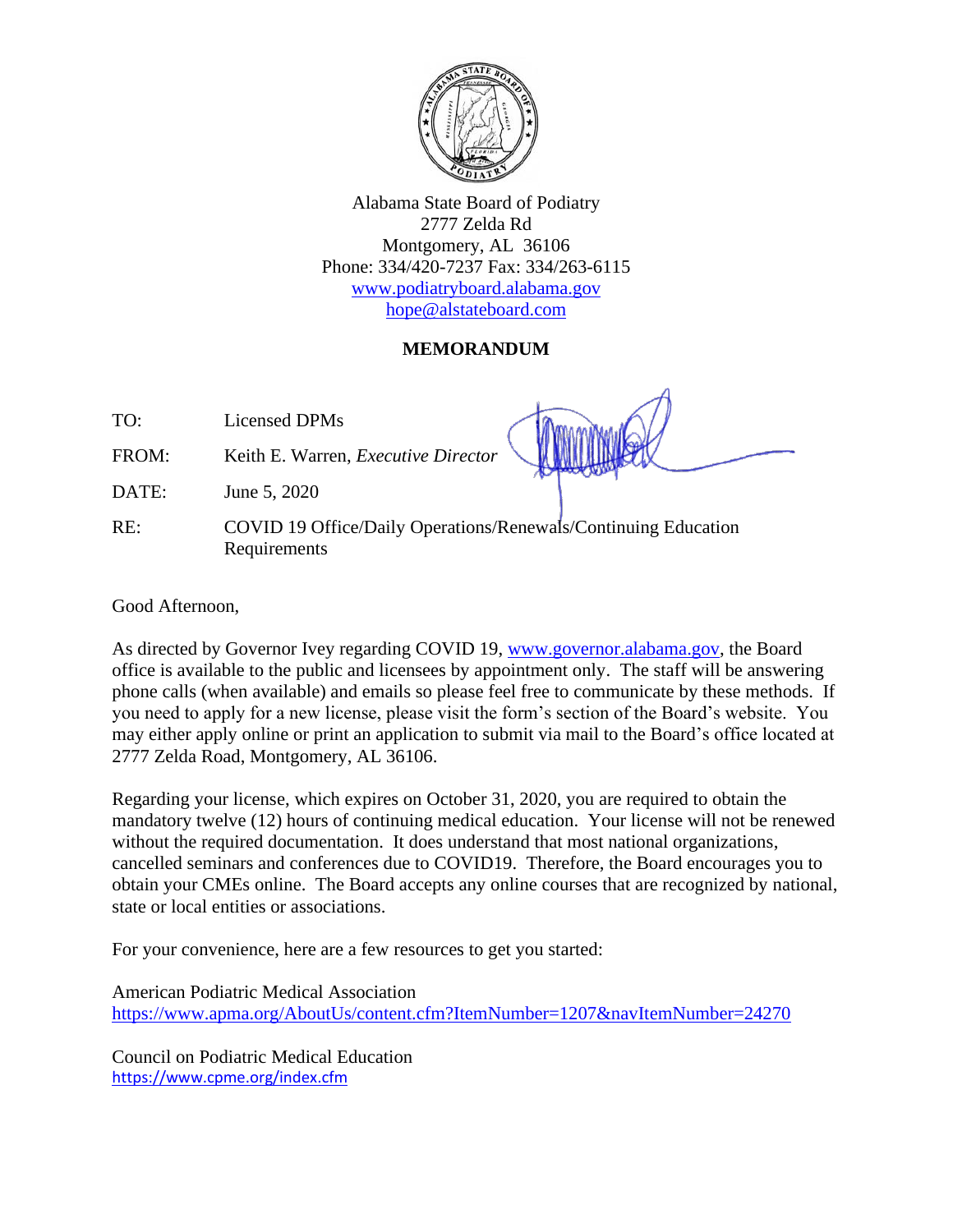Alabama State Board of Podiatry
2777 Zelda Rd
Montgomery, AL 36106
Phone: 334/420-7237 Fax: 334/263-6115
www.podiatryboard.alabama.gov
hope@alstateboard.com

## MEMORANDUM

TO: Licensed DPMs

FROM: Keith E. Warren, *Executive Director*

DATE: June 5, 2020

RE: COVID 19 Office/Daily Operations/Renewals/Continuing Education Requirements

Good Afternoon,

As directed by Governor Ivey regarding COVID 19, www.governor.alabama.gov, the Board office is available to the public and licensees by appointment only. The staff will be answering phone calls (when available) and emails so please feel free to communicate by these methods. If you need to apply for a new license, please visit the form's section of the Board's website. You may either apply online or print an application to submit via mail to the Board's office located at 2777 Zelda Road, Montgomery, AL 36106.

Regarding your license, which expires on October 31, 2020, you are required to obtain the mandatory twelve (12) hours of continuing medical education. Your license will not be renewed without the required documentation. It does understand that most national organizations, cancelled seminars and conferences due to COVID19. Therefore, the Board encourages you to obtain your CMEs online. The Board accepts any online courses that are recognized by national, state or local entities or associations.

For your convenience, here are a few resources to get you started:

American Podiatric Medical Association
https://www.apma.org/AboutUs/content.cfm?ItemNumber=1207&navItemNumber=24270

Council on Podiatric Medical Education
https://www.cpme.org/index.cfm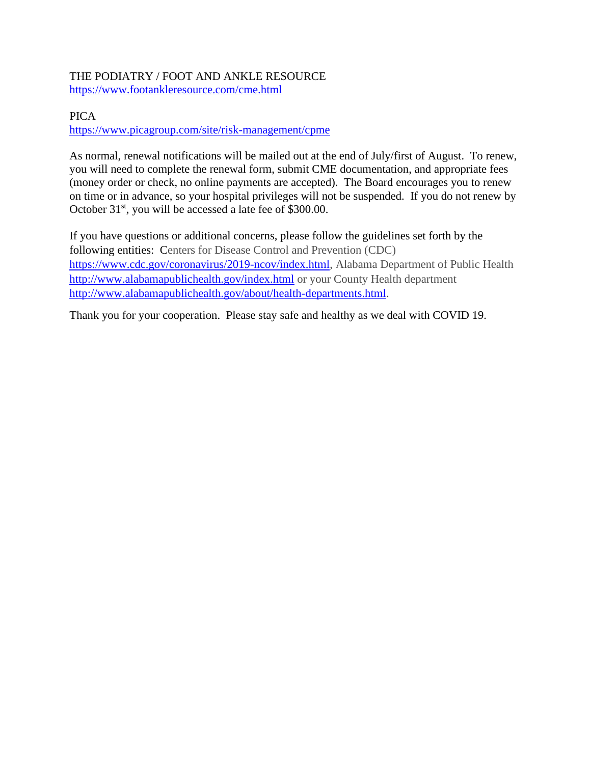THE PODIATRY / FOOT AND ANKLE RESOURCE
https://www.footankleresource.com/cme.html

PICA
https://www.picagroup.com/site/risk-management/cpme

As normal, renewal notifications will be mailed out at the end of July/first of August. To renew, you will need to complete the renewal form, submit CME documentation, and appropriate fees (money order or check, no online payments are accepted). The Board encourages you to renew on time or in advance, so your hospital privileges will not be suspended. If you do not renew by October 31st, you will be accessed a late fee of $300.00.

If you have questions or additional concerns, please follow the guidelines set forth by the following entities: Centers for Disease Control and Prevention (CDC) https://www.cdc.gov/coronavirus/2019-ncov/index.html, Alabama Department of Public Health http://www.alabamapublichealth.gov/index.html or your County Health department http://www.alabamapublichealth.gov/about/health-departments.html.

Thank you for your cooperation. Please stay safe and healthy as we deal with COVID 19.